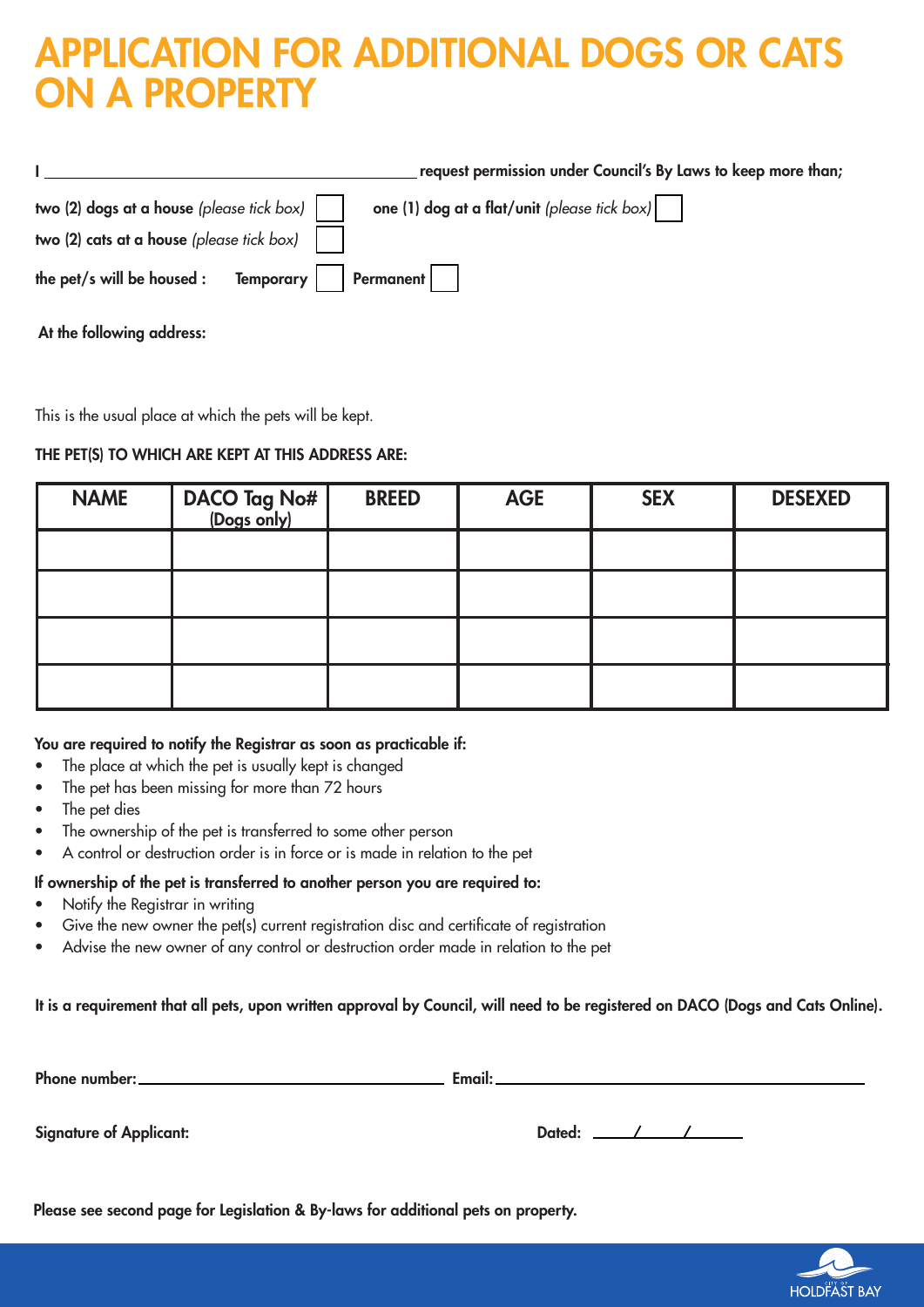# APPLICATION FOR ADDITIONAL DOGS OR CATS ON A PROPERTY

**I** ________________________________________ **request permission under Council's By Laws to keep more than;**

**two (2) dogs at a house** *(please tick box)* ☐ **one (1) dog at a flat/unit** *(please tick box)* ☐

**two (2) cats at a house** *(please tick box)* ☐

**the pet/s will be housed :** **Temporary** ☐ **Permanent** ☐

**At the following address:**

This is the usual place at which the pets will be kept.

**THE PET(S) TO WHICH ARE KEPT AT THIS ADDRESS ARE:**

| NAME | DACO Tag No# (Dogs only) | BREED | AGE | SEX | DESEXED |
|---|---|---|---|---|---|
| | | | | | |
| | | | | | |
| | | | | | |
| | | | | | |

**You are required to notify the Registrar as soon as practicable if:**

- The place at which the pet is usually kept is changed
- The pet has been missing for more than 72 hours
- The pet dies
- The ownership of the pet is transferred to some other person
- A control or destruction order is in force or is made in relation to the pet

**If ownership of the pet is transferred to another person you are required to:**

- Notify the Registrar in writing
- Give the new owner the pet(s) current registration disc and certificate of registration
- Advise the new owner of any control or destruction order made in relation to the pet

**It is a requirement that all pets, upon written approval by Council, will need to be registered on DACO (Dogs and Cats Online).**

**Phone number:** ____________________ **Email:** ____________________

**Signature of Applicant:** **Dated:** ____/____/______

**Please see second page for Legislation & By-laws for additional pets on property.**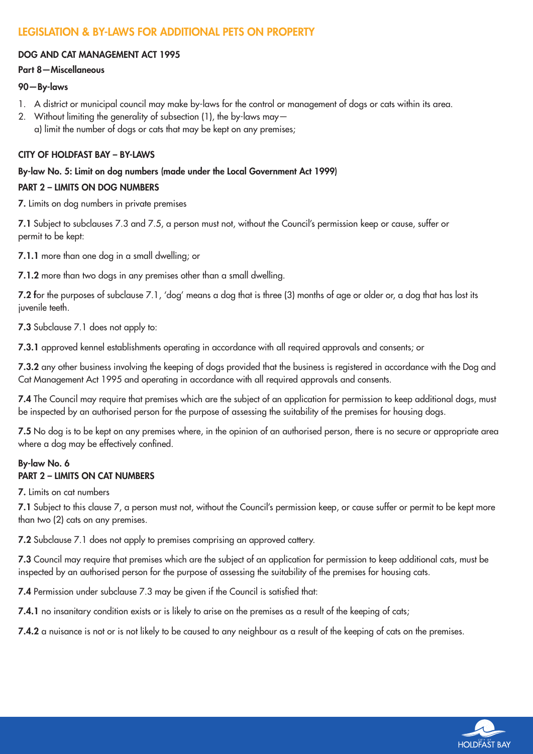# LEGISLATION & BY-LAWS FOR ADDITIONAL PETS ON PROPERTY

## DOG AND CAT MANAGEMENT ACT 1995

### Part 8—Miscellaneous

### 90—By-laws

1. A district or municipal council may make by-laws for the control or management of dogs or cats within its area.
2. Without limiting the generality of subsection (1), the by-laws may—
   a) limit the number of dogs or cats that may be kept on any premises;

## CITY OF HOLDFAST BAY – BY-LAWS

### By-law No. 5: Limit on dog numbers (made under the Local Government Act 1999)

### PART 2 – LIMITS ON DOG NUMBERS

**7.** Limits on dog numbers in private premises

**7.1** Subject to subclauses 7.3 and 7.5, a person must not, without the Council's permission keep or cause, suffer or permit to be kept:

**7.1.1** more than one dog in a small dwelling; or

**7.1.2** more than two dogs in any premises other than a small dwelling.

**7.2 f**or the purposes of subclause 7.1, 'dog' means a dog that is three (3) months of age or older or, a dog that has lost its juvenile teeth.

**7.3** Subclause 7.1 does not apply to:

**7.3.1** approved kennel establishments operating in accordance with all required approvals and consents; or

**7.3.2** any other business involving the keeping of dogs provided that the business is registered in accordance with the Dog and Cat Management Act 1995 and operating in accordance with all required approvals and consents.

**7.4** The Council may require that premises which are the subject of an application for permission to keep additional dogs, must be inspected by an authorised person for the purpose of assessing the suitability of the premises for housing dogs.

**7.5** No dog is to be kept on any premises where, in the opinion of an authorised person, there is no secure or appropriate area where a dog may be effectively confined.

### By-law No. 6

### PART 2 – LIMITS ON CAT NUMBERS

**7.** Limits on cat numbers

**7.1** Subject to this clause 7, a person must not, without the Council's permission keep, or cause suffer or permit to be kept more than two (2) cats on any premises.

**7.2** Subclause 7.1 does not apply to premises comprising an approved cattery.

**7.3** Council may require that premises which are the subject of an application for permission to keep additional cats, must be inspected by an authorised person for the purpose of assessing the suitability of the premises for housing cats.

**7.4** Permission under subclause 7.3 may be given if the Council is satisfied that:

**7.4.1** no insanitary condition exists or is likely to arise on the premises as a result of the keeping of cats;

**7.4.2** a nuisance is not or is not likely to be caused to any neighbour as a result of the keeping of cats on the premises.